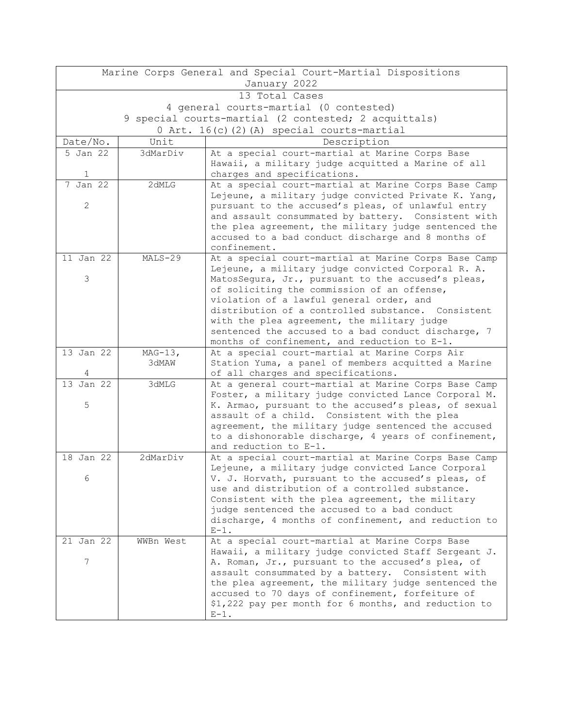| Marine Corps General and Special Court-Martial Dispositions<br>January 2022 | | |
|---|---|---|
| 13 Total Cases<br>4 general courts-martial (0 contested)<br>9 special courts-martial (2 contested; 2 acquittals)<br>0 Art. 16(c)(2)(A) special courts-martial | | |
| **Date/No.** | **Unit** | **Description** |
| 5 Jan 22<br>1 | 3dMarDiv | At a special court-martial at Marine Corps Base Hawaii, a military judge acquitted a Marine of all charges and specifications. |
| 7 Jan 22<br>2 | 2dMLG | At a special court-martial at Marine Corps Base Camp Lejeune, a military judge convicted Private K. Yang, pursuant to the accused's pleas, of unlawful entry and assault consummated by battery. Consistent with the plea agreement, the military judge sentenced the accused to a bad conduct discharge and 8 months of confinement. |
| 11 Jan 22<br>3 | MALS-29 | At a special court-martial at Marine Corps Base Camp Lejeune, a military judge convicted Corporal R. A. MatosSegura, Jr., pursuant to the accused's pleas, of soliciting the commission of an offense, violation of a lawful general order, and distribution of a controlled substance. Consistent with the plea agreement, the military judge sentenced the accused to a bad conduct discharge, 7 months of confinement, and reduction to E-1. |
| 13 Jan 22<br>4 | MAG-13, 3dMAW | At a special court-martial at Marine Corps Air Station Yuma, a panel of members acquitted a Marine of all charges and specifications. |
| 13 Jan 22<br>5 | 3dMLG | At a general court-martial at Marine Corps Base Camp Foster, a military judge convicted Lance Corporal M. K. Armao, pursuant to the accused's pleas, of sexual assault of a child. Consistent with the plea agreement, the military judge sentenced the accused to a dishonorable discharge, 4 years of confinement, and reduction to E-1. |
| 18 Jan 22<br>6 | 2dMarDiv | At a special court-martial at Marine Corps Base Camp Lejeune, a military judge convicted Lance Corporal V. J. Horvath, pursuant to the accused's pleas, of use and distribution of a controlled substance. Consistent with the plea agreement, the military judge sentenced the accused to a bad conduct discharge, 4 months of confinement, and reduction to E-1. |
| 21 Jan 22<br>7 | WWBn West | At a special court-martial at Marine Corps Base Hawaii, a military judge convicted Staff Sergeant J. A. Roman, Jr., pursuant to the accused's plea, of assault consummated by a battery. Consistent with the plea agreement, the military judge sentenced the accused to 70 days of confinement, forfeiture of $1,222 pay per month for 6 months, and reduction to E-1. |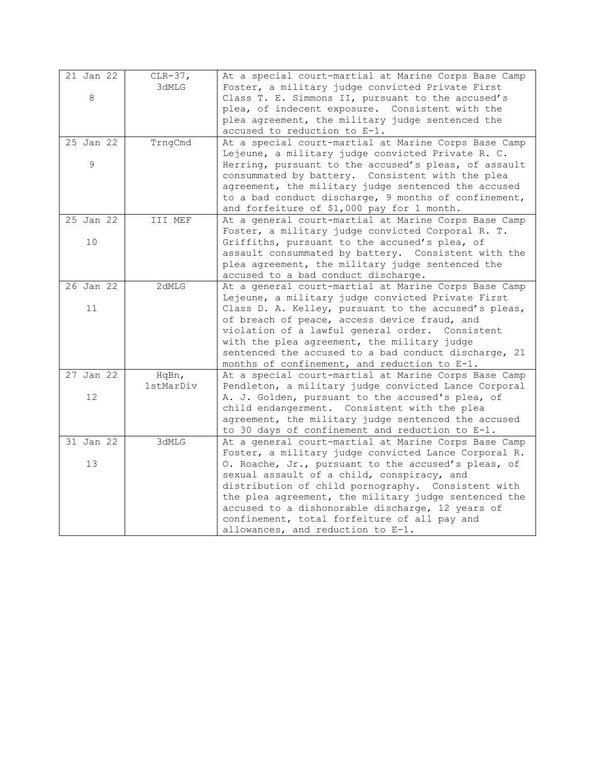| | | |
|---|---|---|
| 21 Jan 22<br><br>8 | CLR-37, 3dMLG | At a special court-martial at Marine Corps Base Camp Foster, a military judge convicted Private First Class T. E. Simmons II, pursuant to the accused's plea, of indecent exposure. Consistent with the plea agreement, the military judge sentenced the accused to reduction to E-1. |
| 25 Jan 22<br><br>9 | TrngCmd | At a special court-martial at Marine Corps Base Camp Lejeune, a military judge convicted Private R. C. Herring, pursuant to the accused's pleas, of assault consummated by battery. Consistent with the plea agreement, the military judge sentenced the accused to a bad conduct discharge, 9 months of confinement, and forfeiture of $1,000 pay for 1 month. |
| 25 Jan 22<br><br>10 | III MEF | At a general court-martial at Marine Corps Base Camp Foster, a military judge convicted Corporal R. T. Griffiths, pursuant to the accused's plea, of assault consummated by battery. Consistent with the plea agreement, the military judge sentenced the accused to a bad conduct discharge. |
| 26 Jan 22<br><br>11 | 2dMLG | At a general court-martial at Marine Corps Base Camp Lejeune, a military judge convicted Private First Class D. A. Kelley, pursuant to the accused's pleas, of breach of peace, access device fraud, and violation of a lawful general order. Consistent with the plea agreement, the military judge sentenced the accused to a bad conduct discharge, 21 months of confinement, and reduction to E-1. |
| 27 Jan 22<br><br>12 | HqBn, 1stMarDiv | At a special court-martial at Marine Corps Base Camp Pendleton, a military judge convicted Lance Corporal A. J. Golden, pursuant to the accused's plea, of child endangerment. Consistent with the plea agreement, the military judge sentenced the accused to 30 days of confinement and reduction to E-1. |
| 31 Jan 22<br><br>13 | 3dMLG | At a general court-martial at Marine Corps Base Camp Foster, a military judge convicted Lance Corporal R. O. Roache, Jr., pursuant to the accused's pleas, of sexual assault of a child, conspiracy, and distribution of child pornography. Consistent with the plea agreement, the military judge sentenced the accused to a dishonorable discharge, 12 years of confinement, total forfeiture of all pay and allowances, and reduction to E-1. |